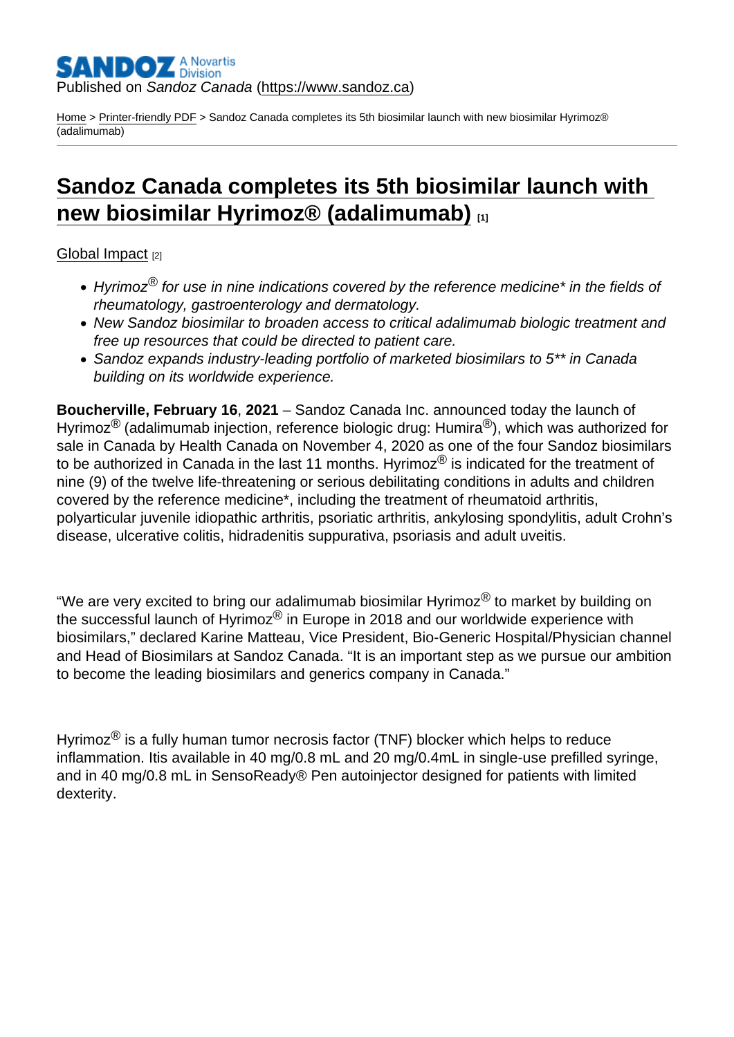Published on *Sandoz Canada* (https://www.sandoz.ca)

Home > Printer-friendly PDF > Sandoz Canada completes its 5th biosimilar launch with new biosimilar Hyrimoz® (adalimumab)

# Sandoz Canada completes its 5th biosimilar launch with new biosimilar Hyrimoz® (adalimumab) [1]

Global Impact [2]

- *Hyrimoz® for use in nine indications covered by the reference medicine* in the fields of rheumatology, gastroenterology and dermatology.*
- *New Sandoz biosimilar to broaden access to critical adalimumab biologic treatment and free up resources that could be directed to patient care.*
- *Sandoz expands industry-leading portfolio of marketed biosimilars to 5** in Canada building on its worldwide experience.*

**Boucherville, February 16**, **2021** – Sandoz Canada Inc. announced today the launch of Hyrimoz® (adalimumab injection, reference biologic drug: Humira®), which was authorized for sale in Canada by Health Canada on November 4, 2020 as one of the four Sandoz biosimilars to be authorized in Canada in the last 11 months. Hyrimoz® is indicated for the treatment of nine (9) of the twelve life-threatening or serious debilitating conditions in adults and children covered by the reference medicine*, including the treatment of rheumatoid arthritis, polyarticular juvenile idiopathic arthritis, psoriatic arthritis, ankylosing spondylitis, adult Crohn's disease, ulcerative colitis, hidradenitis suppurativa, psoriasis and adult uveitis.

"We are very excited to bring our adalimumab biosimilar Hyrimoz® to market by building on the successful launch of Hyrimoz® in Europe in 2018 and our worldwide experience with biosimilars," declared Karine Matteau, Vice President, Bio-Generic Hospital/Physician channel and Head of Biosimilars at Sandoz Canada. "It is an important step as we pursue our ambition to become the leading biosimilars and generics company in Canada."

Hyrimoz® is a fully human tumor necrosis factor (TNF) blocker which helps to reduce inflammation. Itis available in 40 mg/0.8 mL and 20 mg/0.4mL in single-use prefilled syringe, and in 40 mg/0.8 mL in SensoReady® Pen autoinjector designed for patients with limited dexterity.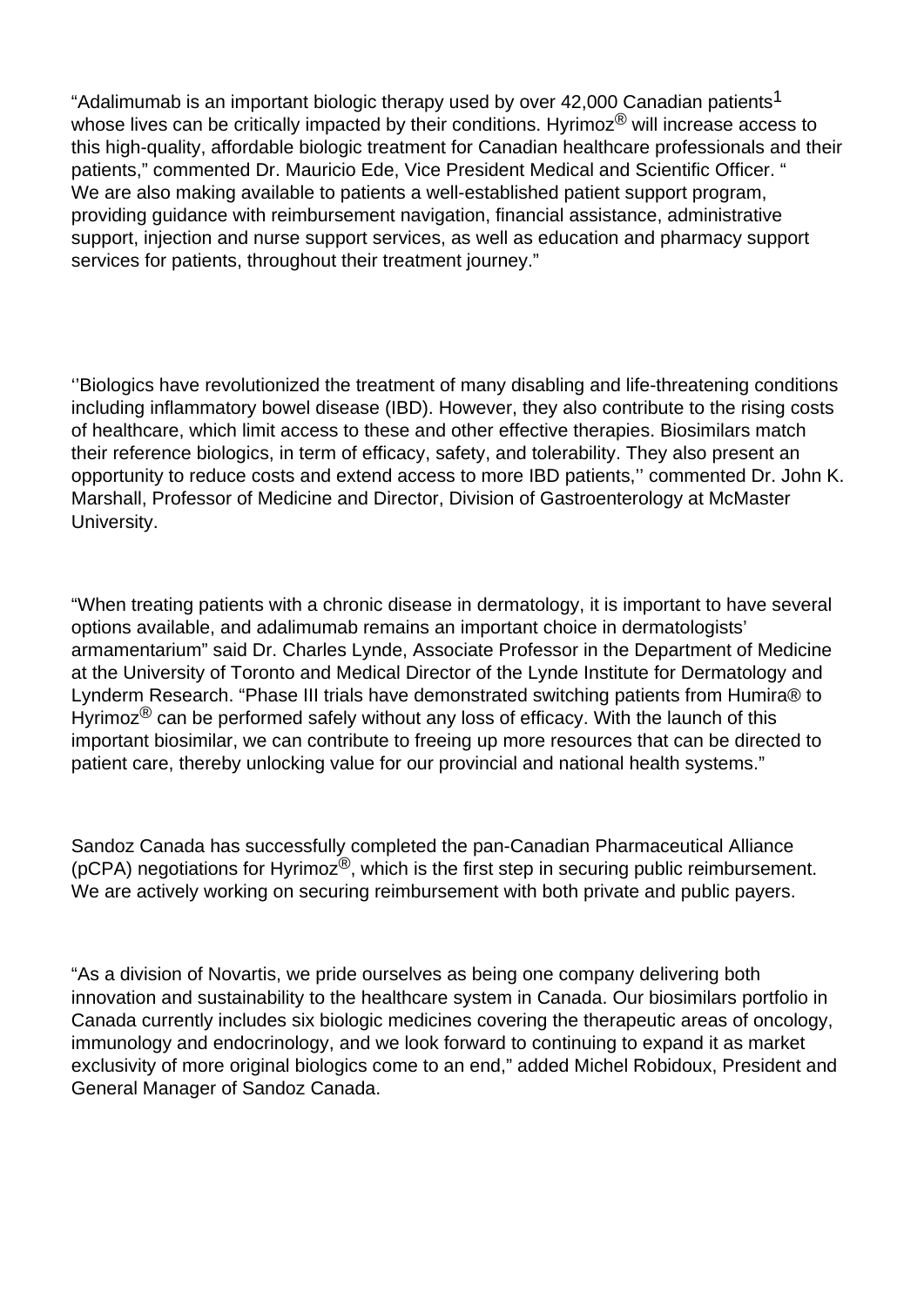“Adalimumab is an important biologic therapy used by over 42,000 Canadian patients[1] whose lives can be critically impacted by their conditions. Hyrimoz® will increase access to this high-quality, affordable biologic treatment for Canadian healthcare professionals and their patients,” commented Dr. Mauricio Ede, Vice President Medical and Scientific Officer. “We are also making available to patients a well-established patient support program, providing guidance with reimbursement navigation, financial assistance, administrative support, injection and nurse support services, as well as education and pharmacy support services for patients, throughout their treatment journey.”

‘’Biologics have revolutionized the treatment of many disabling and life-threatening conditions including inflammatory bowel disease (IBD). However, they also contribute to the rising costs of healthcare, which limit access to these and other effective therapies. Biosimilars match their reference biologics, in term of efficacy, safety, and tolerability. They also present an opportunity to reduce costs and extend access to more IBD patients,’’ commented Dr. John K. Marshall, Professor of Medicine and Director, Division of Gastroenterology at McMaster University.

“When treating patients with a chronic disease in dermatology, it is important to have several options available, and adalimumab remains an important choice in dermatologists’ armamentarium” said Dr. Charles Lynde, Associate Professor in the Department of Medicine at the University of Toronto and Medical Director of the Lynde Institute for Dermatology and Lynderm Research. “Phase III trials have demonstrated switching patients from Humira® to Hyrimoz® can be performed safely without any loss of efficacy. With the launch of this important biosimilar, we can contribute to freeing up more resources that can be directed to patient care, thereby unlocking value for our provincial and national health systems.”

Sandoz Canada has successfully completed the pan-Canadian Pharmaceutical Alliance (pCPA) negotiations for Hyrimoz®, which is the first step in securing public reimbursement. We are actively working on securing reimbursement with both private and public payers.

“As a division of Novartis, we pride ourselves as being one company delivering both innovation and sustainability to the healthcare system in Canada. Our biosimilars portfolio in Canada currently includes six biologic medicines covering the therapeutic areas of oncology, immunology and endocrinology, and we look forward to continuing to expand it as market exclusivity of more original biologics come to an end,” added Michel Robidoux, President and General Manager of Sandoz Canada.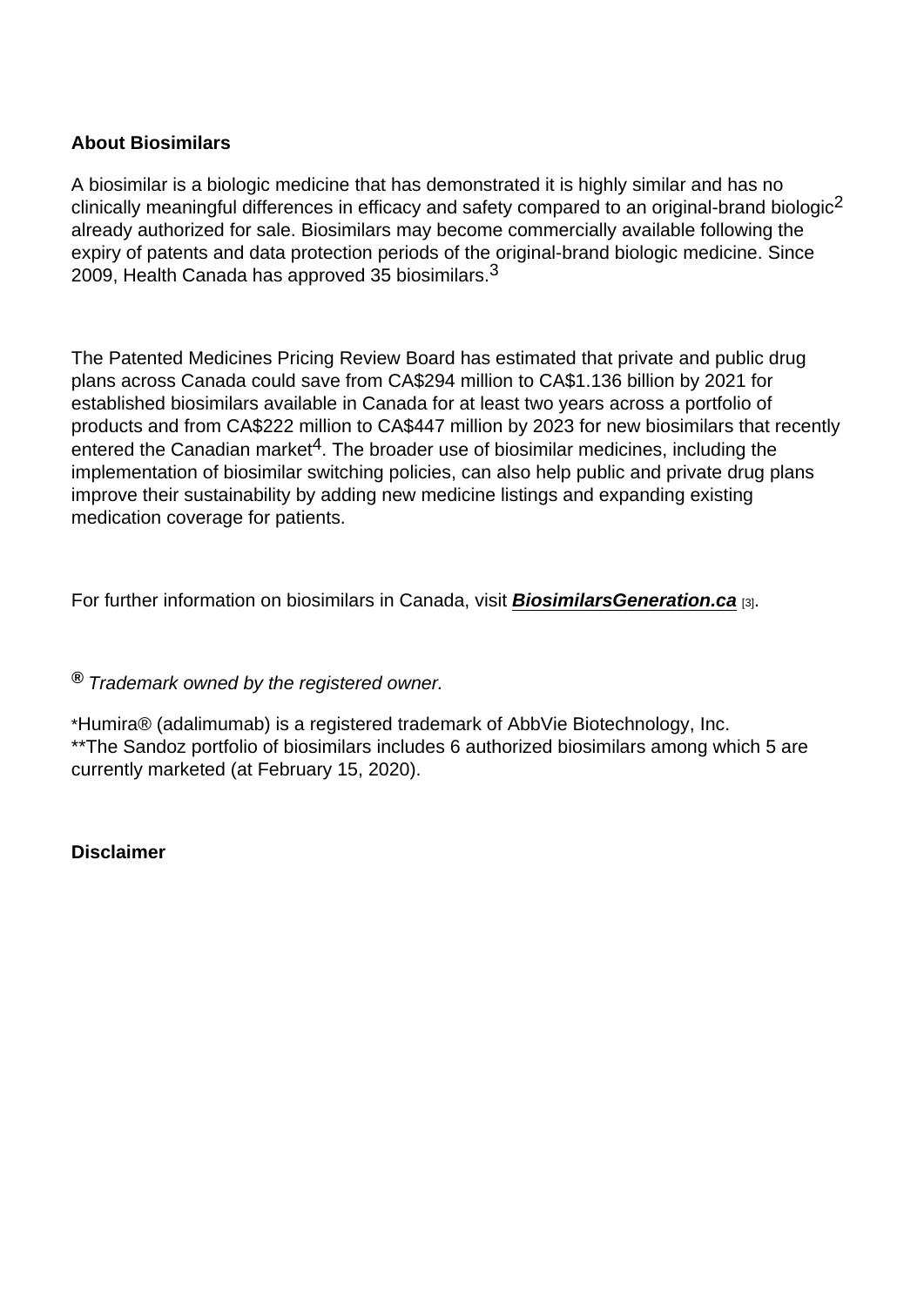**About Biosimilars**

A biosimilar is a biologic medicine that has demonstrated it is highly similar and has no clinically meaningful differences in efficacy and safety compared to an original-brand biologic[2] already authorized for sale. Biosimilars may become commercially available following the expiry of patents and data protection periods of the original-brand biologic medicine. Since 2009, Health Canada has approved 35 biosimilars.[3]

The Patented Medicines Pricing Review Board has estimated that private and public drug plans across Canada could save from CA$294 million to CA$1.136 billion by 2021 for established biosimilars available in Canada for at least two years across a portfolio of products and from CA$222 million to CA$447 million by 2023 for new biosimilars that recently entered the Canadian market[4]. The broader use of biosimilar medicines, including the implementation of biosimilar switching policies, can also help public and private drug plans improve their sustainability by adding new medicine listings and expanding existing medication coverage for patients.

For further information on biosimilars in Canada, visit **BiosimilarsGeneration.ca** [3].

® *Trademark owned by the registered owner.*

*Humira® (adalimumab) is a registered trademark of AbbVie Biotechnology, Inc.
**The Sandoz portfolio of biosimilars includes 6 authorized biosimilars among which 5 are currently marketed (at February 15, 2020).

**Disclaimer**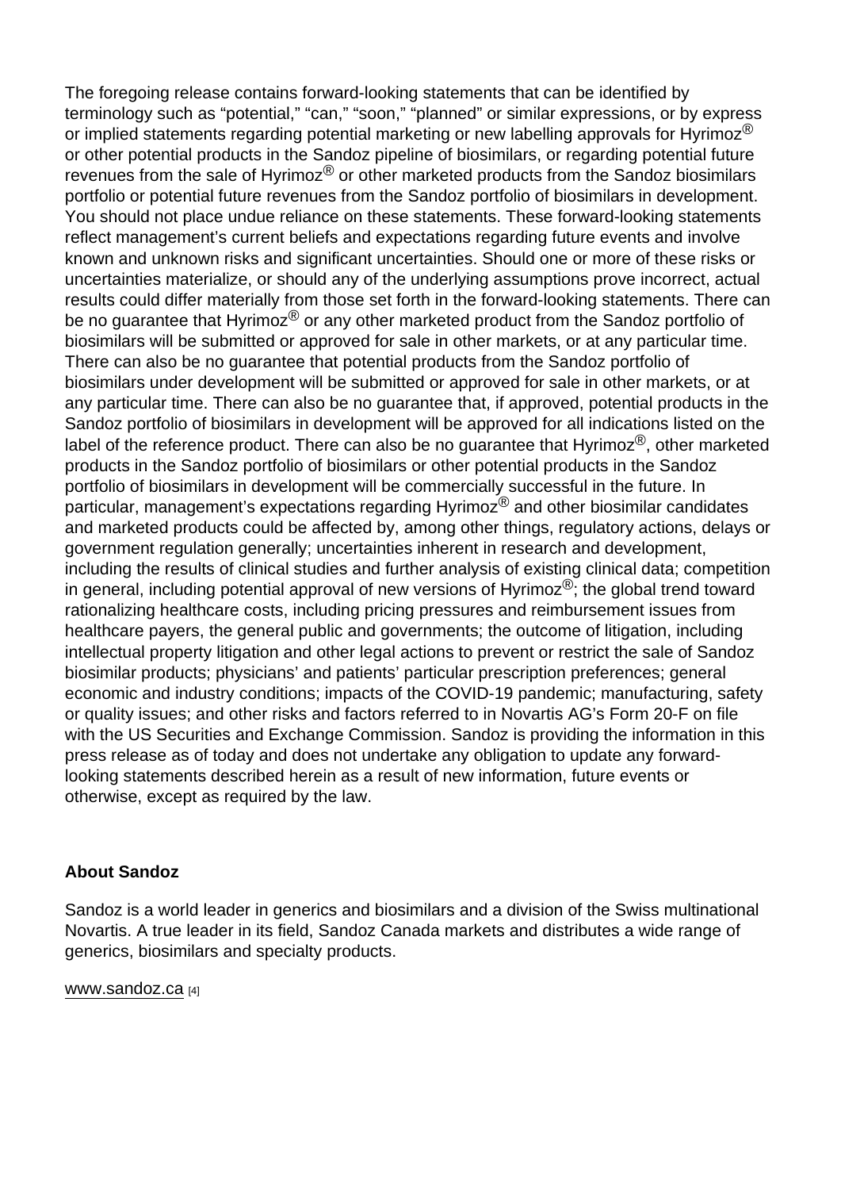The foregoing release contains forward-looking statements that can be identified by terminology such as “potential,” “can,” “soon,” “planned” or similar expressions, or by express or implied statements regarding potential marketing or new labelling approvals for Hyrimoz® or other potential products in the Sandoz pipeline of biosimilars, or regarding potential future revenues from the sale of Hyrimoz® or other marketed products from the Sandoz biosimilars portfolio or potential future revenues from the Sandoz portfolio of biosimilars in development. You should not place undue reliance on these statements. These forward-looking statements reflect management’s current beliefs and expectations regarding future events and involve known and unknown risks and significant uncertainties. Should one or more of these risks or uncertainties materialize, or should any of the underlying assumptions prove incorrect, actual results could differ materially from those set forth in the forward-looking statements. There can be no guarantee that Hyrimoz® or any other marketed product from the Sandoz portfolio of biosimilars will be submitted or approved for sale in other markets, or at any particular time. There can also be no guarantee that potential products from the Sandoz portfolio of biosimilars under development will be submitted or approved for sale in other markets, or at any particular time. There can also be no guarantee that, if approved, potential products in the Sandoz portfolio of biosimilars in development will be approved for all indications listed on the label of the reference product. There can also be no guarantee that Hyrimoz®, other marketed products in the Sandoz portfolio of biosimilars or other potential products in the Sandoz portfolio of biosimilars in development will be commercially successful in the future. In particular, management’s expectations regarding Hyrimoz® and other biosimilar candidates and marketed products could be affected by, among other things, regulatory actions, delays or government regulation generally; uncertainties inherent in research and development, including the results of clinical studies and further analysis of existing clinical data; competition in general, including potential approval of new versions of Hyrimoz®; the global trend toward rationalizing healthcare costs, including pricing pressures and reimbursement issues from healthcare payers, the general public and governments; the outcome of litigation, including intellectual property litigation and other legal actions to prevent or restrict the sale of Sandoz biosimilar products; physicians’ and patients’ particular prescription preferences; general economic and industry conditions; impacts of the COVID-19 pandemic; manufacturing, safety or quality issues; and other risks and factors referred to in Novartis AG’s Form 20-F on file with the US Securities and Exchange Commission. Sandoz is providing the information in this press release as of today and does not undertake any obligation to update any forward-looking statements described herein as a result of new information, future events or otherwise, except as required by the law.

**About Sandoz**

Sandoz is a world leader in generics and biosimilars and a division of the Swiss multinational Novartis. A true leader in its field, Sandoz Canada markets and distributes a wide range of generics, biosimilars and specialty products.

www.sandoz.ca [4]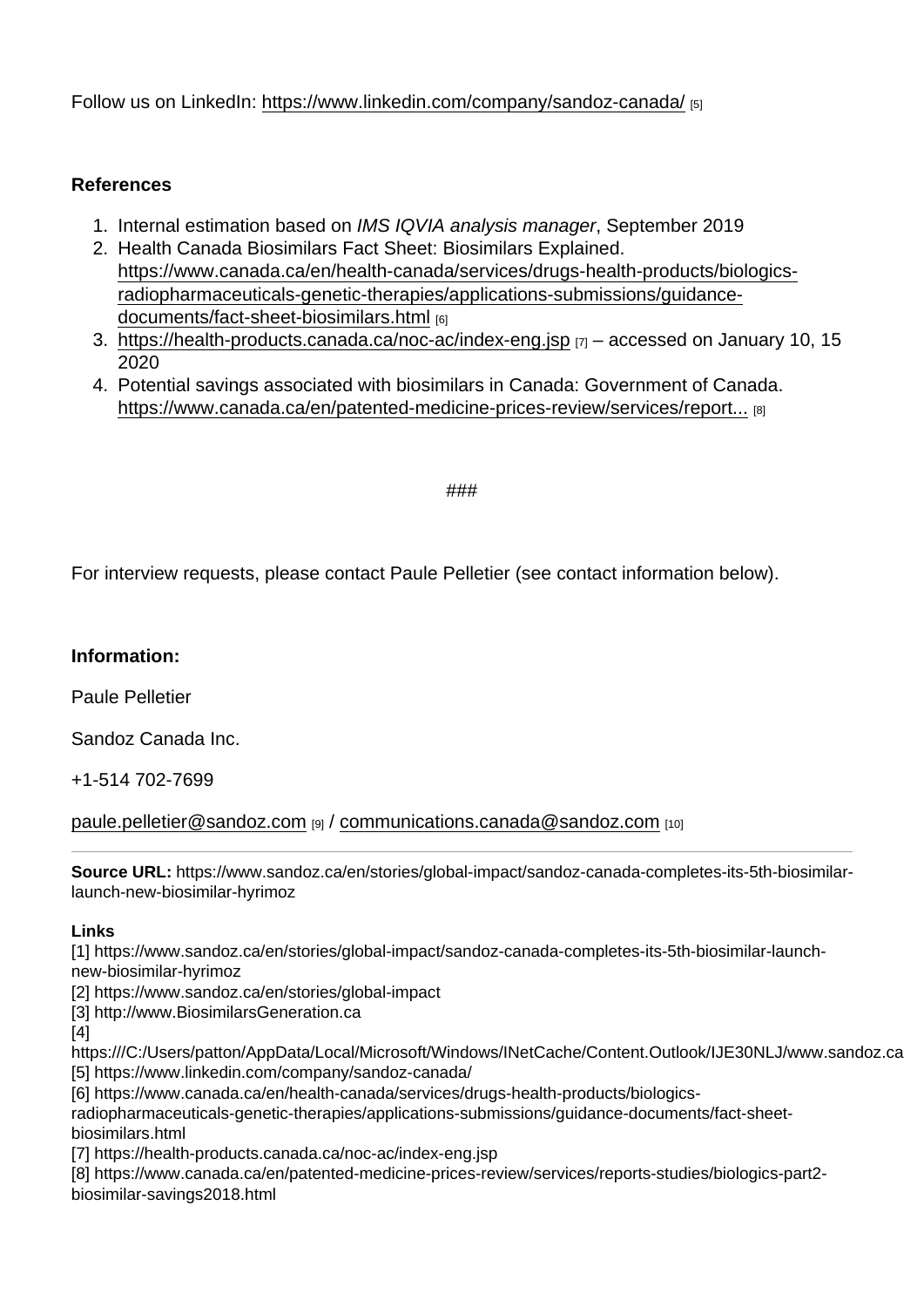Follow us on LinkedIn: https://www.linkedin.com/company/sandoz-canada/ [5]

**References**

1. Internal estimation based on *IMS IQVIA analysis manager*, September 2019
2. Health Canada Biosimilars Fact Sheet: Biosimilars Explained. https://www.canada.ca/en/health-canada/services/drugs-health-products/biologics-radiopharmaceuticals-genetic-therapies/applications-submissions/guidance-documents/fact-sheet-biosimilars.html [6]
3. https://health-products.canada.ca/noc-ac/index-eng.jsp [7] – accessed on January 10, 15 2020
4. Potential savings associated with biosimilars in Canada: Government of Canada. https://www.canada.ca/en/patented-medicine-prices-review/services/report... [8]

###

For interview requests, please contact Paule Pelletier (see contact information below).

**Information:**

Paule Pelletier

Sandoz Canada Inc.

+1-514 702-7699

paule.pelletier@sandoz.com [9] / communications.canada@sandoz.com [10]

---

**Source URL:** https://www.sandoz.ca/en/stories/global-impact/sandoz-canada-completes-its-5th-biosimilar-launch-new-biosimilar-hyrimoz

**Links**
[1] https://www.sandoz.ca/en/stories/global-impact/sandoz-canada-completes-its-5th-biosimilar-launch-new-biosimilar-hyrimoz
[2] https://www.sandoz.ca/en/stories/global-impact
[3] http://www.BiosimilarsGeneration.ca
[4] https:///C:/Users/patton/AppData/Local/Microsoft/Windows/INetCache/Content.Outlook/IJE30NLJ/www.sandoz.ca
[5] https://www.linkedin.com/company/sandoz-canada/
[6] https://www.canada.ca/en/health-canada/services/drugs-health-products/biologics-radiopharmaceuticals-genetic-therapies/applications-submissions/guidance-documents/fact-sheet-biosimilars.html
[7] https://health-products.canada.ca/noc-ac/index-eng.jsp
[8] https://www.canada.ca/en/patented-medicine-prices-review/services/reports-studies/biologics-part2-biosimilar-savings2018.html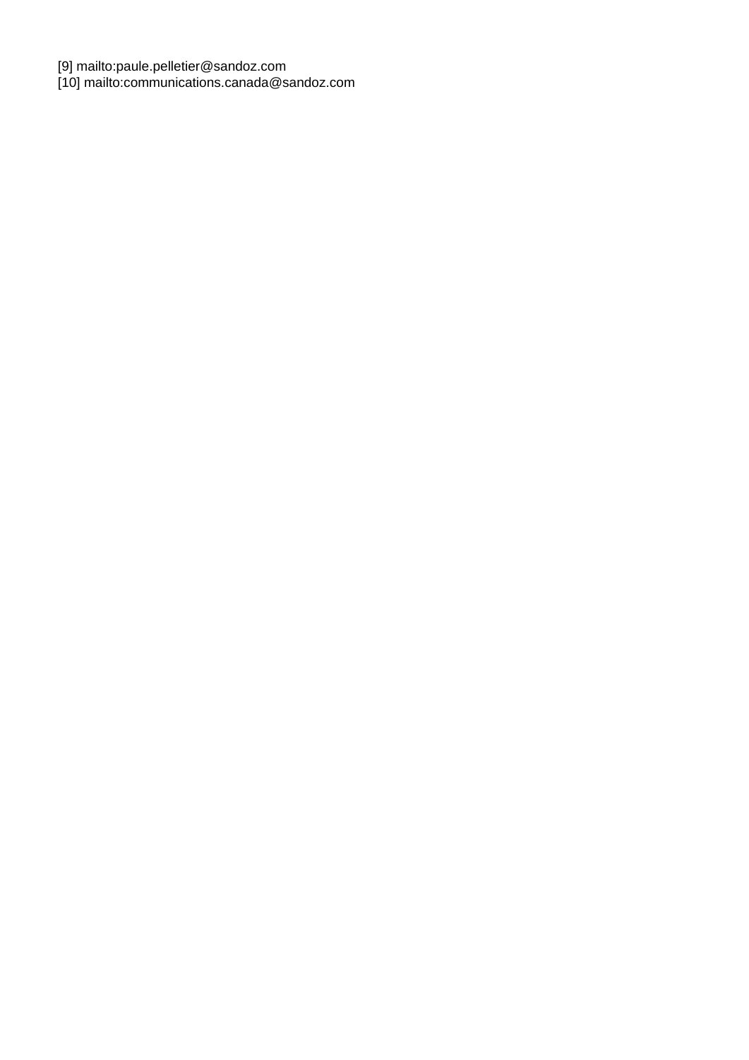[9] mailto:paule.pelletier@sandoz.com
[10] mailto:communications.canada@sandoz.com